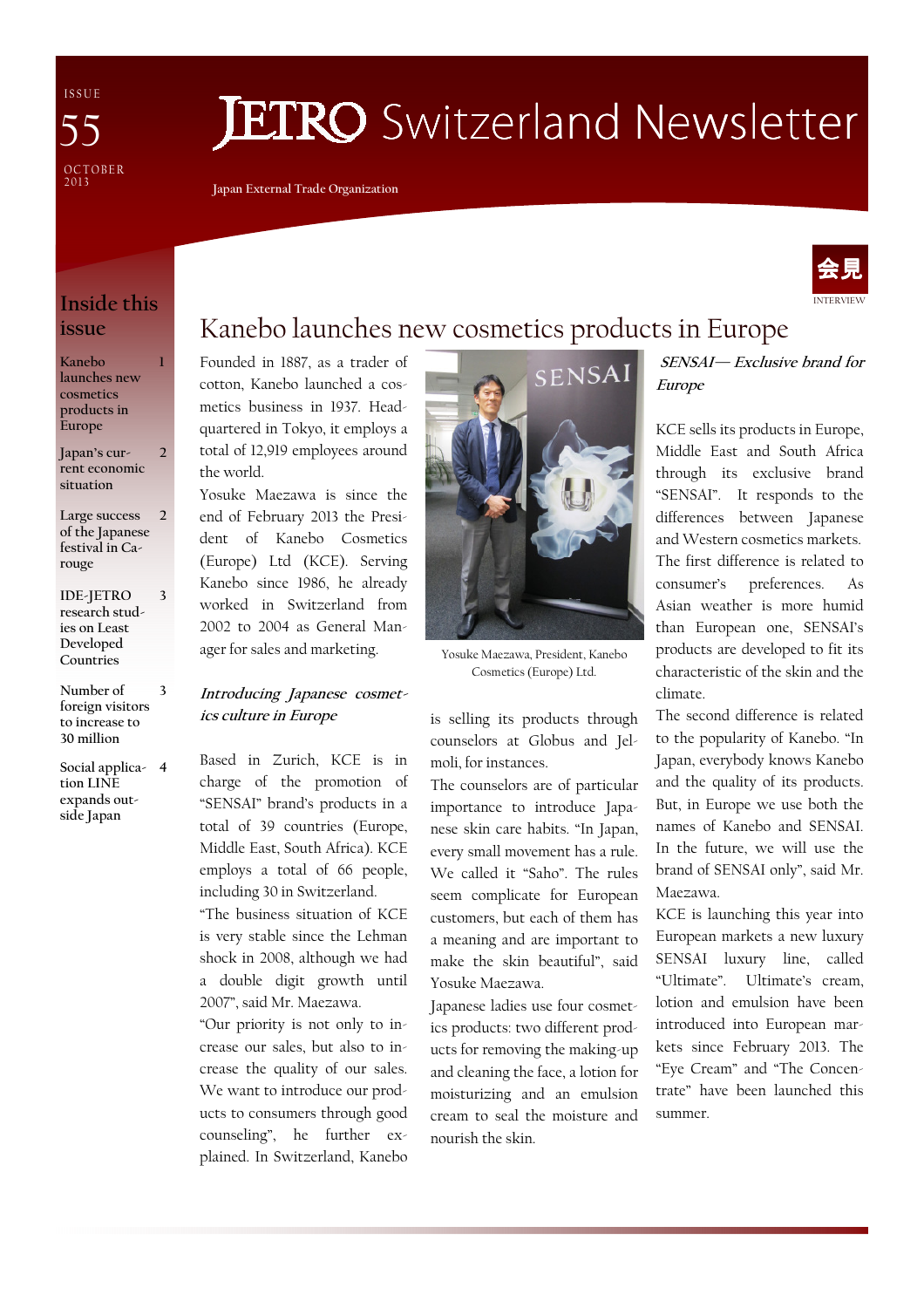ISSUE 55

OCTOBER 2013

# JETRO Switzerland Newsletter

Japan External Trade Organization

## Inside this issue

- Kanebo launches new cosmetics products in Europe — 1
- Japan's current economic situation — 2
- Large success of the Japanese festival in Carouge — 2
- IDE-JETRO research studies on Least Developed Countries — 3
- Number of foreign visitors to increase to 30 million — 3
- Social application LINE expands outside Japan — 4

会見 INTERVIEW

# Kanebo launches new cosmetics products in Europe

Founded in 1887, as a trader of cotton, Kanebo launched a cosmetics business in 1937. Headquartered in Tokyo, it employs a total of 12,919 employees around the world.

Yosuke Maezawa is since the end of February 2013 the President of Kanebo Cosmetics (Europe) Ltd (KCE). Serving Kanebo since 1986, he already worked in Switzerland from 2002 to 2004 as General Manager for sales and marketing.

### *Introducing Japanese cosmetics culture in Europe*

Based in Zurich, KCE is in charge of the promotion of "SENSAI" brand's products in a total of 39 countries (Europe, Middle East, South Africa). KCE employs a total of 66 people, including 30 in Switzerland.

"The business situation of KCE is very stable since the Lehman shock in 2008, although we had a double digit growth until 2007", said Mr. Maezawa.

"Our priority is not only to increase our sales, but also to increase the quality of our sales. We want to introduce our products to consumers through good counseling", he further explained. In Switzerland, Kanebo is selling its products through counselors at Globus and Jelmoli, for instances.

Yosuke Maezawa, President, Kanebo Cosmetics (Europe) Ltd.

The counselors are of particular importance to introduce Japanese skin care habits. "In Japan, every small movement has a rule. We called it "Saho". The rules seem complicate for European customers, but each of them has a meaning and are important to make the skin beautiful", said Yosuke Maezawa.

Japanese ladies use four cosmetics products: two different products for removing the making-up and cleaning the face, a lotion for moisturizing and an emulsion cream to seal the moisture and nourish the skin.

### *SENSAI— Exclusive brand for Europe*

KCE sells its products in Europe, Middle East and South Africa through its exclusive brand "SENSAI". It responds to the differences between Japanese and Western cosmetics markets.

The first difference is related to consumer's preferences. As Asian weather is more humid than European one, SENSAI's products are developed to fit its characteristic of the skin and the climate.

The second difference is related to the popularity of Kanebo. "In Japan, everybody knows Kanebo and the quality of its products. But, in Europe we use both the names of Kanebo and SENSAI. In the future, we will use the brand of SENSAI only", said Mr. Maezawa.

KCE is launching this year into European markets a new luxury SENSAI luxury line, called "Ultimate". Ultimate's cream, lotion and emulsion have been introduced into European markets since February 2013. The "Eye Cream" and "The Concentrate" have been launched this summer.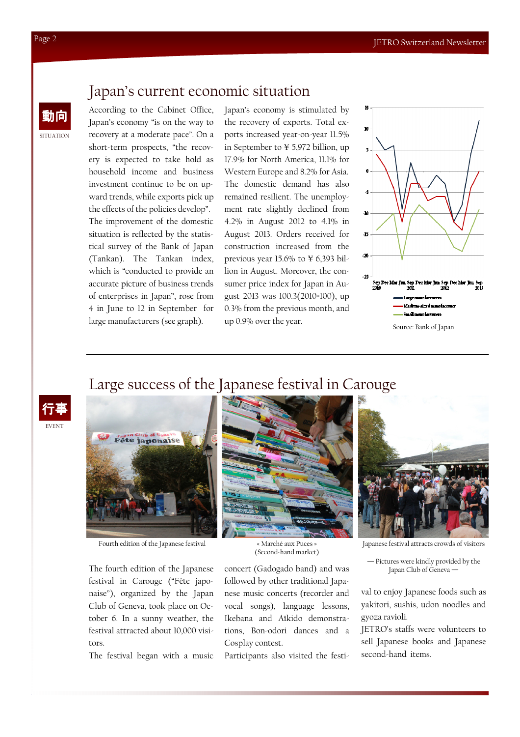# Japan's current economic situation

動向

SITUATION

According to the Cabinet Office, Japan's economy "is on the way to recovery at a moderate pace". On a short-term prospects, "the recovery is expected to take hold as household income and business investment continue to be on upward trends, while exports pick up the effects of the policies develop". The improvement of the domestic situation is reflected by the statistical survey of the Bank of Japan (Tankan). The Tankan index, which is "conducted to provide an accurate picture of business trends of enterprises in Japan", rose from 4 in June to 12 in September for large manufacturers (see graph).

Japan's economy is stimulated by the recovery of exports. Total exports increased year-on-year 11.5% in September to ¥ 5,972 billion, up 17.9% for North America, 11.1% for Western Europe and 8.2% for Asia. The domestic demand has also remained resilient. The unemployment rate slightly declined from 4.2% in August 2012 to 4.1% in August 2013. Orders received for construction increased from the previous year 15.6% to ¥ 6,393 billion in August. Moreover, the consumer price index for Japan in August 2013 was 100.3(2010=100), up 0.3% from the previous month, and up 0.9% over the year.

Large manufacturers / Medium-sized manufacturer / Small manufacturers

Source: Bank of Japan

# Large success of the Japanese festival in Carouge

行事

EVENT

Fourth edition of the Japanese festival

« Marché aux Puces » (Second-hand market)

Japanese festival attracts crowds of visitors

— Pictures were kindly provided by the Japan Club of Geneva —

The fourth edition of the Japanese festival in Carouge ("Fête japonaise"), organized by the Japan Club of Geneva, took place on October 6. In a sunny weather, the festival attracted about 10,000 visitors.

The festival began with a music concert (Gadogado band) and was followed by other traditional Japanese music concerts (recorder and vocal songs), language lessons, Ikebana and Aïkido demonstrations, Bon-odori dances and a Cosplay contest.

Participants also visited the festival to enjoy Japanese foods such as yakitori, sushis, udon noodles and gyoza ravioli.

JETRO's staffs were volunteers to sell Japanese books and Japanese second-hand items.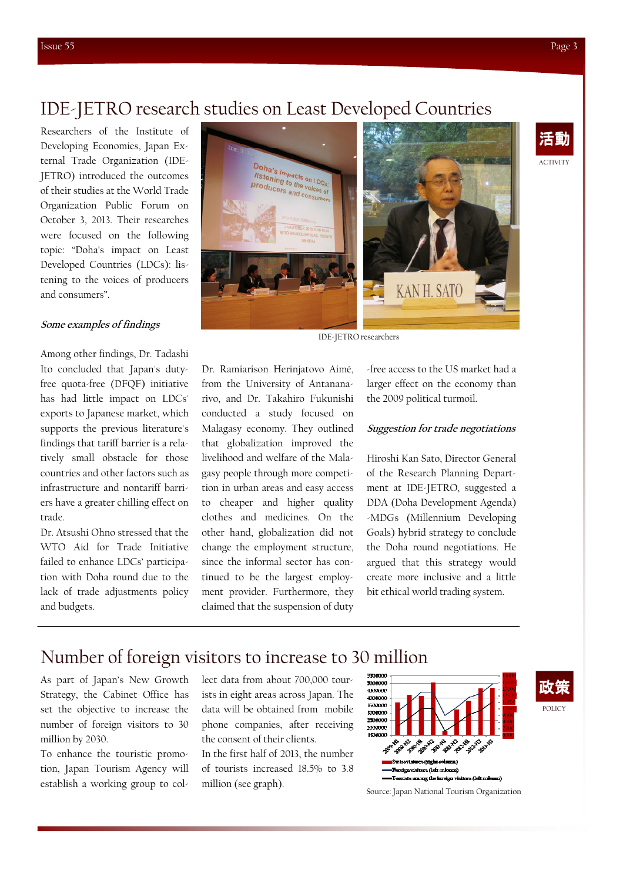## IDE-JETRO research studies on Least Developed Countries

活動

ACTIVITY

Researchers of the Institute of Developing Economies, Japan External Trade Organization (IDE-JETRO) introduced the outcomes of their studies at the World Trade Organization Public Forum on October 3, 2013. Their researches were focused on the following topic: "Doha's impact on Least Developed Countries (LDCs): listening to the voices of producers and consumers".

IDE-JETRO researchers

### *Some examples of findings*

Among other findings, Dr. Tadashi Ito concluded that Japan's duty-free quota-free (DFQF) initiative has had little impact on LDCs' exports to Japanese market, which supports the previous literature's findings that tariff barrier is a relatively small obstacle for those countries and other factors such as infrastructure and nontariff barriers have a greater chilling effect on trade.

Dr. Atsushi Ohno stressed that the WTO Aid for Trade Initiative failed to enhance LDCs' participation with Doha round due to the lack of trade adjustments policy and budgets.

Dr. Ramiarison Herinjatovo Aimé, from the University of Antananarivo, and Dr. Takahiro Fukunishi conducted a study focused on Malagasy economy. They outlined that globalization improved the livelihood and welfare of the Malagasy people through more competition in urban areas and easy access to cheaper and higher quality clothes and medicines. On the other hand, globalization did not change the employment structure, since the informal sector has continued to be the largest employment provider. Furthermore, they claimed that the suspension of duty-free access to the US market had a larger effect on the economy than the 2009 political turmoil.

### *Suggestion for trade negotiations*

Hiroshi Kan Sato, Director General of the Research Planning Department at IDE-JETRO, suggested a DDA (Doha Development Agenda)-MDGs (Millennium Developing Goals) hybrid strategy to conclude the Doha round negotiations. He argued that this strategy would create more inclusive and a little bit ethical world trading system.

## Number of foreign visitors to increase to 30 million

政策

POLICY

As part of Japan's New Growth Strategy, the Cabinet Office has set the objective to increase the number of foreign visitors to 30 million by 2030.

To enhance the touristic promotion, Japan Tourism Agency will establish a working group to collect data from about 700,000 tourists in eight areas across Japan. The data will be obtained from mobile phone companies, after receiving the consent of their clients.

In the first half of 2013, the number of tourists increased 18.5% to 3.8 million (see graph).

Source: Japan National Tourism Organization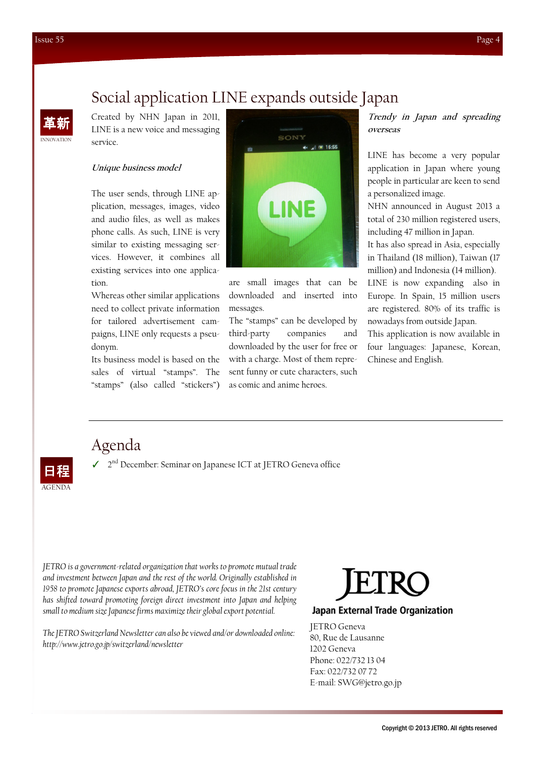# Social application LINE expands outside Japan

革新

INNOVATION

Created by NHN Japan in 2011, LINE is a new voice and messaging service.

### *Unique business model*

The user sends, through LINE application, messages, images, video and audio files, as well as makes phone calls. As such, LINE is very similar to existing messaging services. However, it combines all existing services into one application.

Whereas other similar applications need to collect private information for tailored advertisement campaigns, LINE only requests a pseudonym.

Its business model is based on the sales of virtual "stamps". The "stamps" (also called "stickers") are small images that can be downloaded and inserted into messages.

The "stamps" can be developed by third-party companies and downloaded by the user for free or with a charge. Most of them represent funny or cute characters, such as comic and anime heroes.

### *Trendy in Japan and spreading overseas*

LINE has become a very popular application in Japan where young people in particular are keen to send a personalized image.

NHN announced in August 2013 a total of 230 million registered users, including 47 million in Japan.

It has also spread in Asia, especially in Thailand (18 million), Taiwan (17 million) and Indonesia (14 million).

LINE is now expanding also in Europe. In Spain, 15 million users are registered. 80% of its traffic is nowadays from outside Japan.

This application is now available in four languages: Japanese, Korean, Chinese and English.

---

# Agenda

日程

AGENDA

- ✓ 2nd December: Seminar on Japanese ICT at JETRO Geneva office

*JETRO is a government-related organization that works to promote mutual trade and investment between Japan and the rest of the world. Originally established in 1958 to promote Japanese exports abroad, JETRO's core focus in the 21st century has shifted toward promoting foreign direct investment into Japan and helping small to medium size Japanese firms maximize their global export potential.*

*The JETRO Switzerland Newsletter can also be viewed and/or downloaded online: http://www.jetro.go.jp/switzerland/newsletter*

JETRO

Japan External Trade Organization

JETRO Geneva
80, Rue de Lausanne
1202 Geneva
Phone: 022/732 13 04
Fax: 022/732 07 72
E-mail: SWG@jetro.go.jp

Copyright © 2013 JETRO. All rights reserved